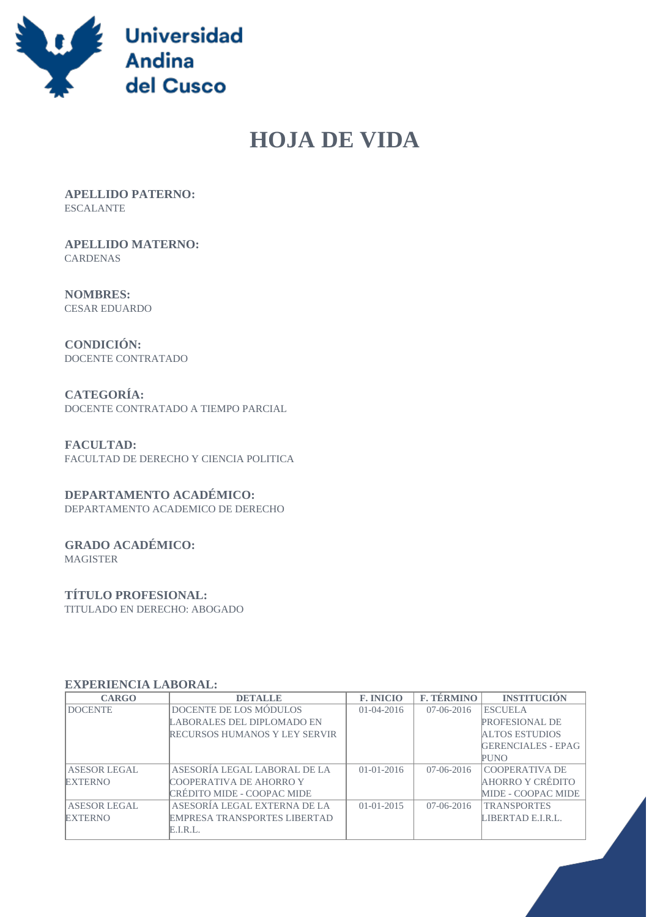Universidad Andina del Cusco

# HOJA DE VIDA

**APELLIDO PATERNO:**
ESCALANTE

**APELLIDO MATERNO:**
CARDENAS

**NOMBRES:**
CESAR EDUARDO

**CONDICIÓN:**
DOCENTE CONTRATADO

**CATEGORÍA:**
DOCENTE CONTRATADO A TIEMPO PARCIAL

**FACULTAD:**
FACULTAD DE DERECHO Y CIENCIA POLITICA

**DEPARTAMENTO ACADÉMICO:**
DEPARTAMENTO ACADEMICO DE DERECHO

**GRADO ACADÉMICO:**
MAGISTER

**TÍTULO PROFESIONAL:**
TITULADO EN DERECHO: ABOGADO

**EXPERIENCIA LABORAL:**

| CARGO | DETALLE | F. INICIO | F. TÉRMINO | INSTITUCIÓN |
|---|---|---|---|---|
| DOCENTE | DOCENTE DE LOS MÓDULOS LABORALES DEL DIPLOMADO EN RECURSOS HUMANOS Y LEY SERVIR | 01-04-2016 | 07-06-2016 | ESCUELA PROFESIONAL DE ALTOS ESTUDIOS GERENCIALES - EPAG PUNO |
| ASESOR LEGAL EXTERNO | ASESORÍA LEGAL LABORAL DE LA COOPERATIVA DE AHORRO Y CRÉDITO MIDE - COOPAC MIDE | 01-01-2016 | 07-06-2016 | COOPERATIVA DE AHORRO Y CRÉDITO MIDE - COOPAC MIDE |
| ASESOR LEGAL EXTERNO | ASESORÍA LEGAL EXTERNA DE LA EMPRESA TRANSPORTES LIBERTAD E.I.R.L. | 01-01-2015 | 07-06-2016 | TRANSPORTES LIBERTAD E.I.R.L. |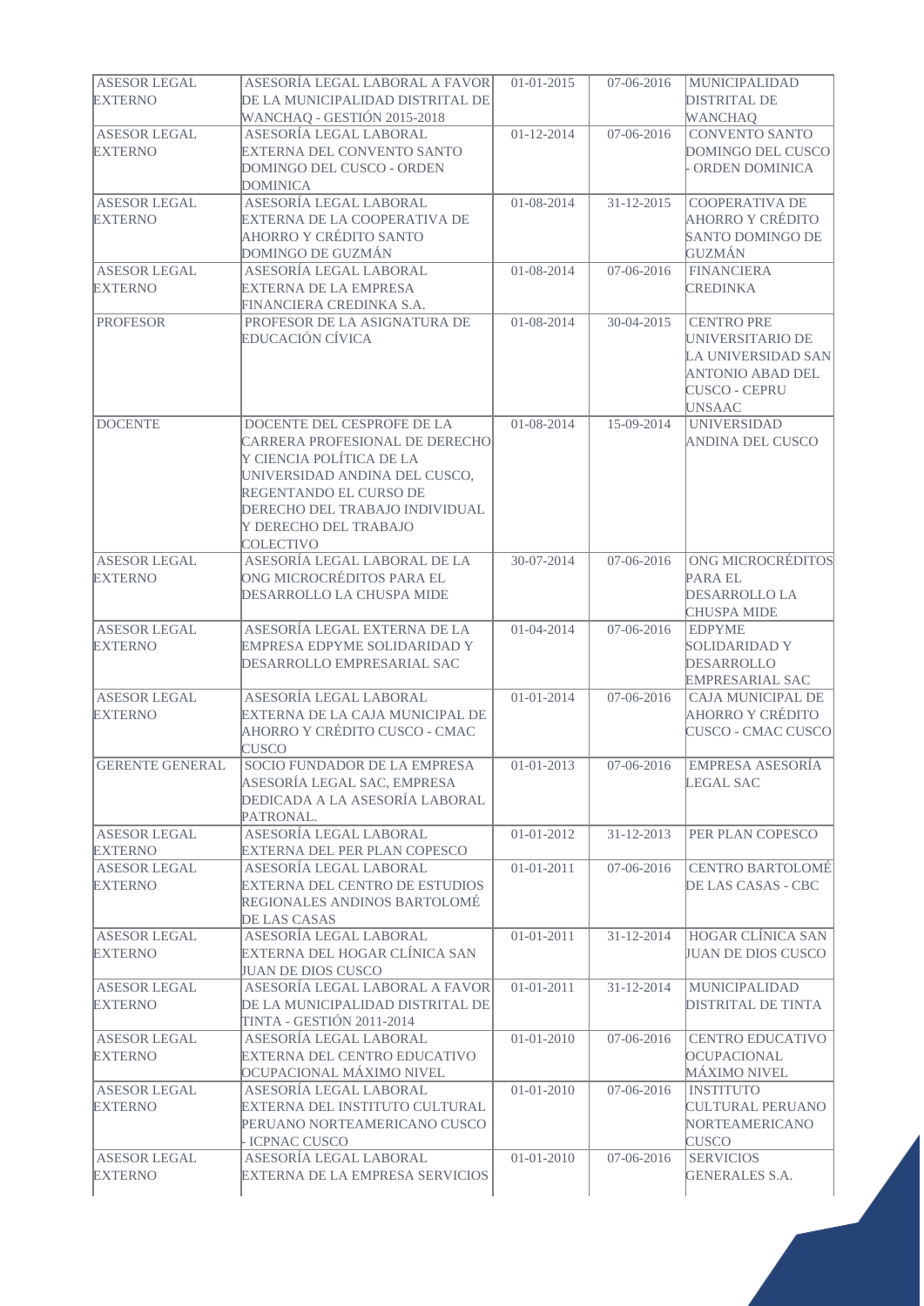| ASESOR LEGAL EXTERNO | ASESORÍA LEGAL LABORAL A FAVOR DE LA MUNICIPALIDAD DISTRITAL DE WANCHAQ - GESTIÓN 2015-2018 | 01-01-2015 | 07-06-2016 | MUNICIPALIDAD DISTRITAL DE WANCHAQ |
|---|---|---|---|---|
| ASESOR LEGAL EXTERNO | ASESORÍA LEGAL LABORAL EXTERNA DEL CONVENTO SANTO DOMINGO DEL CUSCO - ORDEN DOMINICA | 01-12-2014 | 07-06-2016 | CONVENTO SANTO DOMINGO DEL CUSCO - ORDEN DOMINICA |
| ASESOR LEGAL EXTERNO | ASESORÍA LEGAL LABORAL EXTERNA DE LA COOPERATIVA DE AHORRO Y CRÉDITO SANTO DOMINGO DE GUZMÁN | 01-08-2014 | 31-12-2015 | COOPERATIVA DE AHORRO Y CRÉDITO SANTO DOMINGO DE GUZMÁN |
| ASESOR LEGAL EXTERNO | ASESORÍA LEGAL LABORAL EXTERNA DE LA EMPRESA FINANCIERA CREDINKA S.A. | 01-08-2014 | 07-06-2016 | FINANCIERA CREDINKA |
| PROFESOR | PROFESOR DE LA ASIGNATURA DE EDUCACIÓN CÍVICA | 01-08-2014 | 30-04-2015 | CENTRO PRE UNIVERSITARIO DE LA UNIVERSIDAD SAN ANTONIO ABAD DEL CUSCO - CEPRU UNSAAC |
| DOCENTE | DOCENTE DEL CESPROFE DE LA CARRERA PROFESIONAL DE DERECHO Y CIENCIA POLÍTICA DE LA UNIVERSIDAD ANDINA DEL CUSCO, REGENTANDO EL CURSO DE DERECHO DEL TRABAJO INDIVIDUAL Y DERECHO DEL TRABAJO COLECTIVO | 01-08-2014 | 15-09-2014 | UNIVERSIDAD ANDINA DEL CUSCO |
| ASESOR LEGAL EXTERNO | ASESORÍA LEGAL LABORAL DE LA ONG MICROCRÉDITOS PARA EL DESARROLLO LA CHUSPA MIDE | 30-07-2014 | 07-06-2016 | ONG MICROCRÉDITOS PARA EL DESARROLLO LA CHUSPA MIDE |
| ASESOR LEGAL EXTERNO | ASESORÍA LEGAL EXTERNA DE LA EMPRESA EDPYME SOLIDARIDAD Y DESARROLLO EMPRESARIAL SAC | 01-04-2014 | 07-06-2016 | EDPYME SOLIDARIDAD Y DESARROLLO EMPRESARIAL SAC |
| ASESOR LEGAL EXTERNO | ASESORÍA LEGAL LABORAL EXTERNA DE LA CAJA MUNICIPAL DE AHORRO Y CRÉDITO CUSCO - CMAC CUSCO | 01-01-2014 | 07-06-2016 | CAJA MUNICIPAL DE AHORRO Y CRÉDITO CUSCO - CMAC CUSCO |
| GERENTE GENERAL | SOCIO FUNDADOR DE LA EMPRESA ASESORÍA LEGAL SAC, EMPRESA DEDICADA A LA ASESORÍA LABORAL PATRONAL. | 01-01-2013 | 07-06-2016 | EMPRESA ASESORÍA LEGAL SAC |
| ASESOR LEGAL EXTERNO | ASESORÍA LEGAL LABORAL EXTERNA DEL PER PLAN COPESCO | 01-01-2012 | 31-12-2013 | PER PLAN COPESCO |
| ASESOR LEGAL EXTERNO | ASESORÍA LEGAL LABORAL EXTERNA DEL CENTRO DE ESTUDIOS REGIONALES ANDINOS BARTOLOMÉ DE LAS CASAS | 01-01-2011 | 07-06-2016 | CENTRO BARTOLOMÉ DE LAS CASAS - CBC |
| ASESOR LEGAL EXTERNO | ASESORÍA LEGAL LABORAL EXTERNA DEL HOGAR CLÍNICA SAN JUAN DE DIOS CUSCO | 01-01-2011 | 31-12-2014 | HOGAR CLÍNICA SAN JUAN DE DIOS CUSCO |
| ASESOR LEGAL EXTERNO | ASESORÍA LEGAL LABORAL A FAVOR DE LA MUNICIPALIDAD DISTRITAL DE TINTA - GESTIÓN 2011-2014 | 01-01-2011 | 31-12-2014 | MUNICIPALIDAD DISTRITAL DE TINTA |
| ASESOR LEGAL EXTERNO | ASESORÍA LEGAL LABORAL EXTERNA DEL CENTRO EDUCATIVO OCUPACIONAL MÁXIMO NIVEL | 01-01-2010 | 07-06-2016 | CENTRO EDUCATIVO OCUPACIONAL MÁXIMO NIVEL |
| ASESOR LEGAL EXTERNO | ASESORÍA LEGAL LABORAL EXTERNA DEL INSTITUTO CULTURAL PERUANO NORTEAMERICANO CUSCO - ICPNAC CUSCO | 01-01-2010 | 07-06-2016 | INSTITUTO CULTURAL PERUANO NORTEAMERICANO CUSCO |
| ASESOR LEGAL EXTERNO | ASESORÍA LEGAL LABORAL EXTERNA DE LA EMPRESA SERVICIOS | 01-01-2010 | 07-06-2016 | SERVICIOS GENERALES S.A. |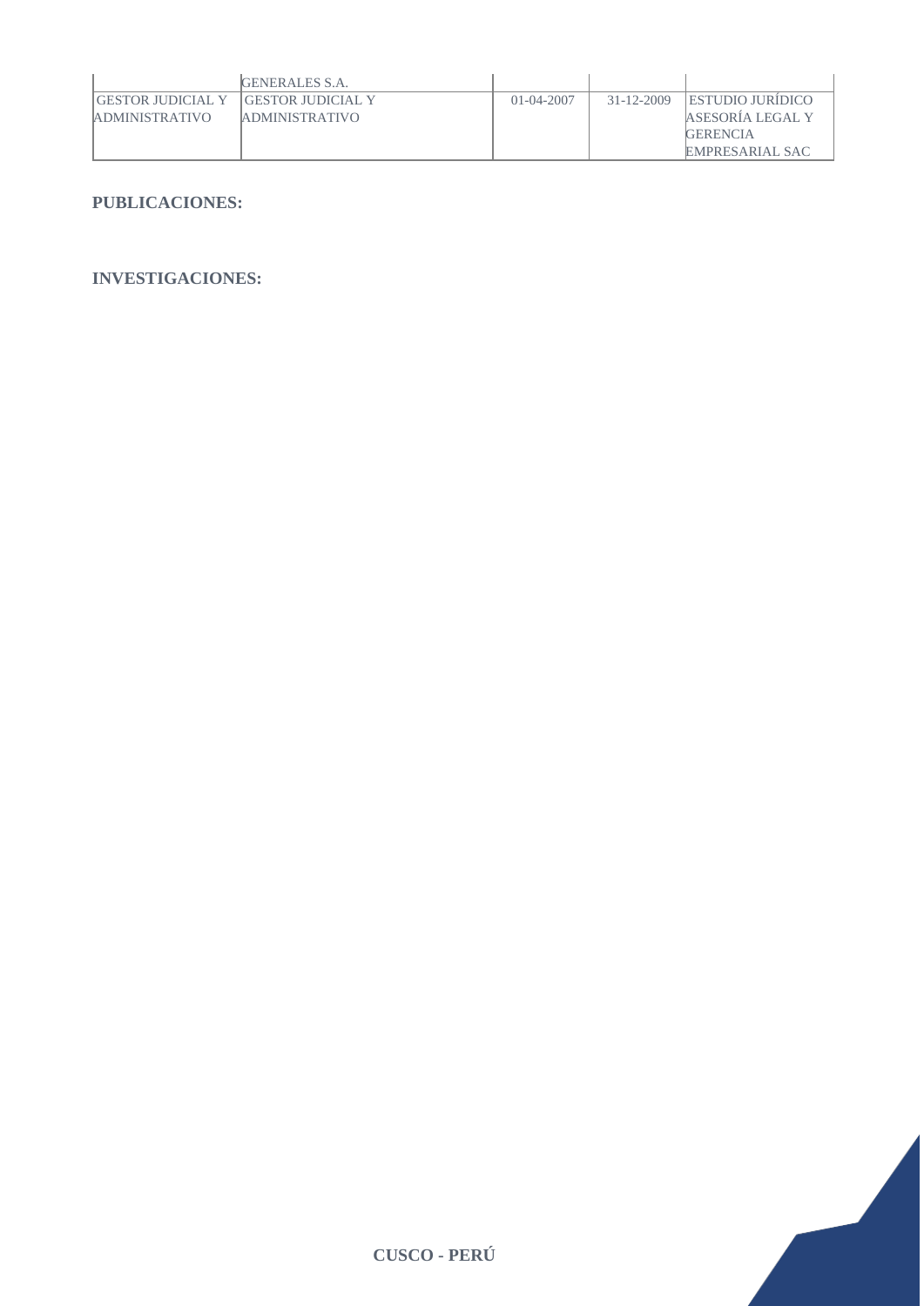| | | | | |
|---|---|---|---|---|
| | GENERALES S.A. | | | |
| GESTOR JUDICIAL Y ADMINISTRATIVO | GESTOR JUDICIAL Y ADMINISTRATIVO | 01-04-2007 | 31-12-2009 | ESTUDIO JURÍDICO ASESORÍA LEGAL Y GERENCIA EMPRESARIAL SAC |

**PUBLICACIONES:**

**INVESTIGACIONES:**

**CUSCO - PERÚ**